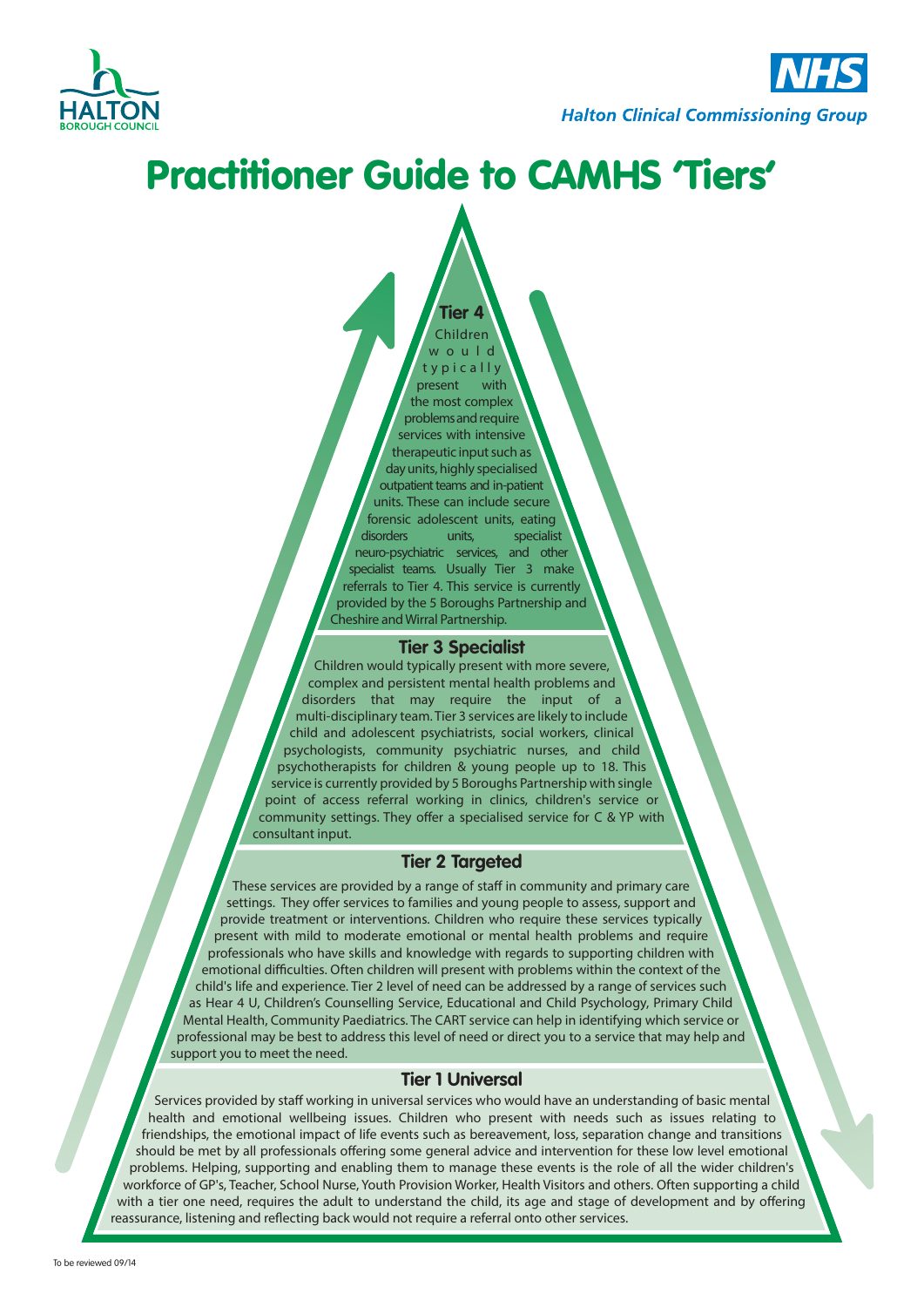HALTON BOROUGH COUNCIL

NHS
*Halton Clinical Commissioning Group*

# Practitioner Guide to CAMHS 'Tiers'

## Tier 4

Children would typically present with the most complex problems and require services with intensive therapeutic input such as day units, highly specialised outpatient teams and in-patient units. These can include secure forensic adolescent units, eating disorders units, specialist neuro-psychiatric services, and other specialist teams. Usually Tier 3 make referrals to Tier 4. This service is currently provided by the 5 Boroughs Partnership and Cheshire and Wirral Partnership.

## Tier 3 Specialist

Children would typically present with more severe, complex and persistent mental health problems and disorders that may require the input of a multi-disciplinary team. Tier 3 services are likely to include child and adolescent psychiatrists, social workers, clinical psychologists, community psychiatric nurses, and child psychotherapists for children & young people up to 18. This service is currently provided by 5 Boroughs Partnership with single point of access referral working in clinics, children's service or community settings. They offer a specialised service for C & YP with consultant input.

## Tier 2 Targeted

These services are provided by a range of staff in community and primary care settings. They offer services to families and young people to assess, support and provide treatment or interventions. Children who require these services typically present with mild to moderate emotional or mental health problems and require professionals who have skills and knowledge with regards to supporting children with emotional difficulties. Often children will present with problems within the context of the child's life and experience. Tier 2 level of need can be addressed by a range of services such as Hear 4 U, Children's Counselling Service, Educational and Child Psychology, Primary Child Mental Health, Community Paediatrics. The CART service can help in identifying which service or professional may be best to address this level of need or direct you to a service that may help and support you to meet the need.

## Tier 1 Universal

Services provided by staff working in universal services who would have an understanding of basic mental health and emotional wellbeing issues. Children who present with needs such as issues relating to friendships, the emotional impact of life events such as bereavement, loss, separation change and transitions should be met by all professionals offering some general advice and intervention for these low level emotional problems. Helping, supporting and enabling them to manage these events is the role of all the wider children's workforce of GP's, Teacher, School Nurse, Youth Provision Worker, Health Visitors and others. Often supporting a child with a tier one need, requires the adult to understand the child, its age and stage of development and by offering reassurance, listening and reflecting back would not require a referral onto other services.

To be reviewed 09/14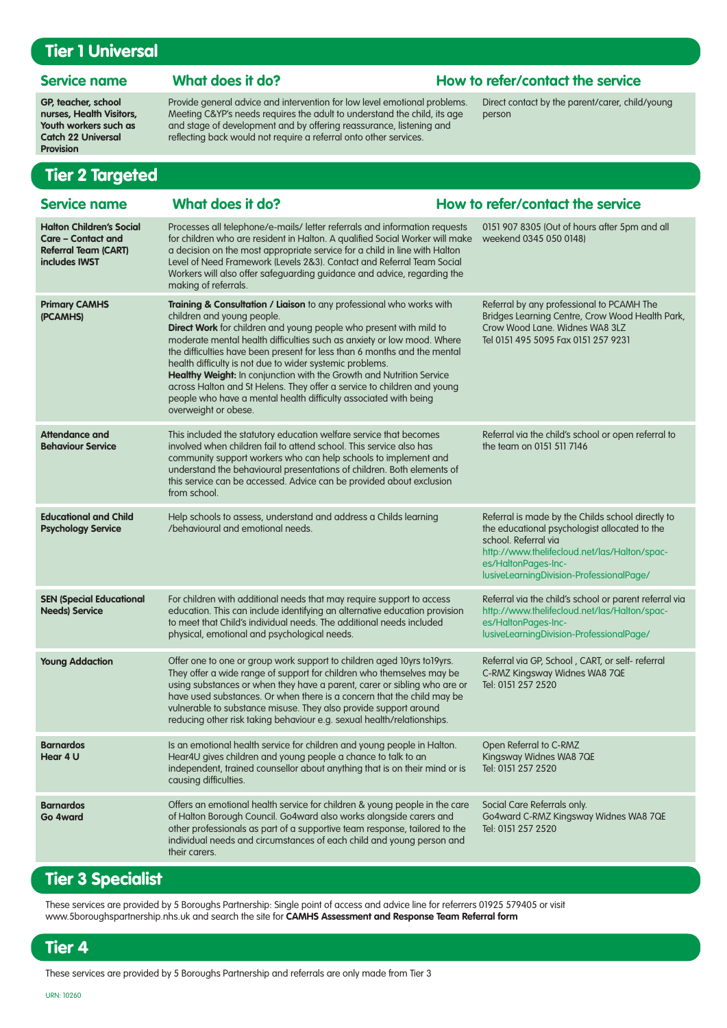## Tier 1 Universal

| Service name | What does it do? | How to refer/contact the service |
|---|---|---|
| **GP, teacher, school nurses, Health Visitors, Youth workers such as Catch 22 Universal Provision** | Provide general advice and intervention for low level emotional problems. Meeting C&YP's needs requires the adult to understand the child, its age and stage of development and by offering reassurance, listening and reflecting back would not require a referral onto other services. | Direct contact by the parent/carer, child/young person |

## Tier 2 Targeted

| Service name | What does it do? | How to refer/contact the service |
|---|---|---|
| **Halton Children's Social Care – Contact and Referral Team (CART) includes IWST** | Processes all telephone/e-mails/ letter referrals and information requests for children who are resident in Halton. A qualified Social Worker will make a decision on the most appropriate service for a child in line with Halton Level of Need Framework (Levels 2&3). Contact and Referral Team Social Workers will also offer safeguarding guidance and advice, regarding the making of referrals. | 0151 907 8305 (Out of hours after 5pm and all weekend 0345 050 0148) |
| **Primary CAMHS (PCAMHS)** | **Training & Consultation / Liaison** to any professional who works with children and young people.<br>**Direct Work** for children and young people who present with mild to moderate mental health difficulties such as anxiety or low mood. Where the difficulties have been present for less than 6 months and the mental health difficulty is not due to wider systemic problems.<br>**Healthy Weight:** In conjunction with the Growth and Nutrition Service across Halton and St Helens. They offer a service to children and young people who have a mental health difficulty associated with being overweight or obese. | Referral by any professional to PCAMH The Bridges Learning Centre, Crow Wood Health Park, Crow Wood Lane. Widnes WA8 3LZ<br>Tel 0151 495 5095 Fax 0151 257 9231 |
| **Attendance and Behaviour Service** | This included the statutory education welfare service that becomes involved when children fail to attend school. This service also has community support workers who can help schools to implement and understand the behavioural presentations of children. Both elements of this service can be accessed. Advice can be provided about exclusion from school. | Referral via the child's school or open referral to the team on 0151 511 7146 |
| **Educational and Child Psychology Service** | Help schools to assess, understand and address a Childs learning /behavioural and emotional needs. | Referral is made by the Childs school directly to the educational psychologist allocated to the school. Referral via http://www.thelifecloud.net/las/Halton/spaces/HaltonPages-InclusiveLearningDivision-ProfessionalPage/ |
| **SEN (Special Educational Needs) Service** | For children with additional needs that may require support to access education. This can include identifying an alternative education provision to meet that Child's individual needs. The additional needs included physical, emotional and psychological needs. | Referral via the child's school or parent referral via http://www.thelifecloud.net/las/Halton/spaces/HaltonPages-InclusiveLearningDivision-ProfessionalPage/ |
| **Young Addaction** | Offer one to one or group work support to children aged 10yrs to19yrs. They offer a wide range of support for children who themselves may be using substances or when they have a parent, carer or sibling who are or have used substances. Or when there is a concern that the child may be vulnerable to substance misuse. They also provide support around reducing other risk taking behaviour e.g. sexual health/relationships. | Referral via GP, School , CART, or self- referral C-RMZ Kingsway Widnes WA8 7QE<br>Tel: 0151 257 2520 |
| **Barnardos Hear 4 U** | Is an emotional health service for children and young people in Halton. Hear4U gives children and young people a chance to talk to an independent, trained counsellor about anything that is on their mind or is causing difficulties. | Open Referral to C-RMZ Kingsway Widnes WA8 7QE<br>Tel: 0151 257 2520 |
| **Barnardos Go 4ward** | Offers an emotional health service for children & young people in the care of Halton Borough Council. Go4ward also works alongside carers and other professionals as part of a supportive team response, tailored to the individual needs and circumstances of each child and young person and their carers. | Social Care Referrals only.<br>Go4ward C-RMZ Kingsway Widnes WA8 7QE<br>Tel: 0151 257 2520 |

## Tier 3 Specialist

These services are provided by 5 Boroughs Partnership: Single point of access and advice line for referrers 01925 579405 or visit www.5boroughspartnership.nhs.uk and search the site for **CAMHS Assessment and Response Team Referral form**

## Tier 4

These services are provided by 5 Boroughs Partnership and referrals are only made from Tier 3

URN: 10260